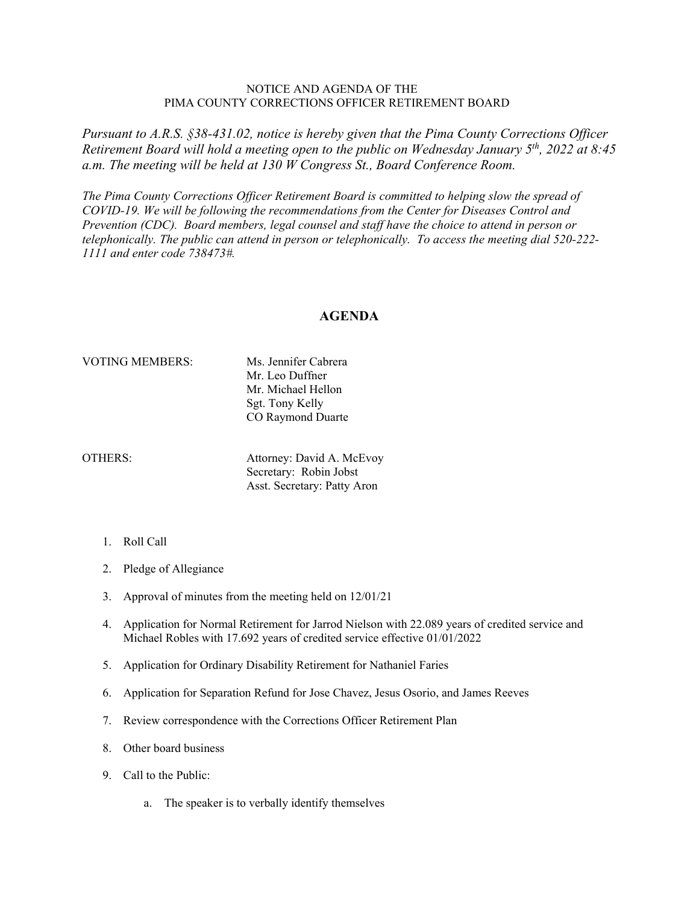NOTICE AND AGENDA OF THE
PIMA COUNTY CORRECTIONS OFFICER RETIREMENT BOARD

*Pursuant to A.R.S. §38-431.02, notice is hereby given that the Pima County Corrections Officer Retirement Board will hold a meeting open to the public on Wednesday January 5th, 2022 at 8:45 a.m. The meeting will be held at 130 W Congress St., Board Conference Room.*

*The Pima County Corrections Officer Retirement Board is committed to helping slow the spread of COVID-19. We will be following the recommendations from the Center for Diseases Control and Prevention (CDC). Board members, legal counsel and staff have the choice to attend in person or telephonically. The public can attend in person or telephonically. To access the meeting dial 520-222-1111 and enter code 738473#.*

## AGENDA

VOTING MEMBERS:
- Ms. Jennifer Cabrera
- Mr. Leo Duffner
- Mr. Michael Hellon
- Sgt. Tony Kelly
- CO Raymond Duarte

OTHERS:
- Attorney: David A. McEvoy
- Secretary: Robin Jobst
- Asst. Secretary: Patty Aron

1. Roll Call
2. Pledge of Allegiance
3. Approval of minutes from the meeting held on 12/01/21
4. Application for Normal Retirement for Jarrod Nielson with 22.089 years of credited service and Michael Robles with 17.692 years of credited service effective 01/01/2022
5. Application for Ordinary Disability Retirement for Nathaniel Faries
6. Application for Separation Refund for Jose Chavez, Jesus Osorio, and James Reeves
7. Review correspondence with the Corrections Officer Retirement Plan
8. Other board business
9. Call to the Public:
    a. The speaker is to verbally identify themselves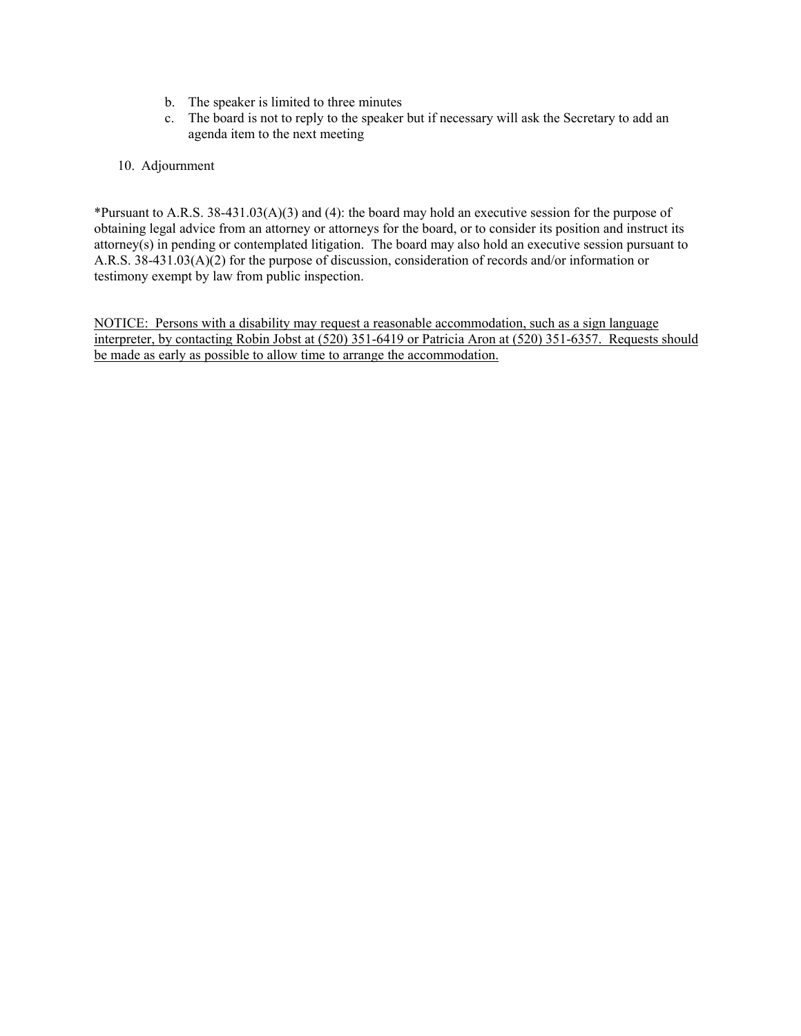b. The speaker is limited to three minutes
   c. The board is not to reply to the speaker but if necessary will ask the Secretary to add an agenda item to the next meeting

10. Adjournment

*Pursuant to A.R.S. 38-431.03(A)(3) and (4): the board may hold an executive session for the purpose of obtaining legal advice from an attorney or attorneys for the board, or to consider its position and instruct its attorney(s) in pending or contemplated litigation. The board may also hold an executive session pursuant to A.R.S. 38-431.03(A)(2) for the purpose of discussion, consideration of records and/or information or testimony exempt by law from public inspection.

<u>NOTICE: Persons with a disability may request a reasonable accommodation, such as a sign language interpreter, by contacting Robin Jobst at (520) 351-6419 or Patricia Aron at (520) 351-6357. Requests should be made as early as possible to allow time to arrange the accommodation.</u>